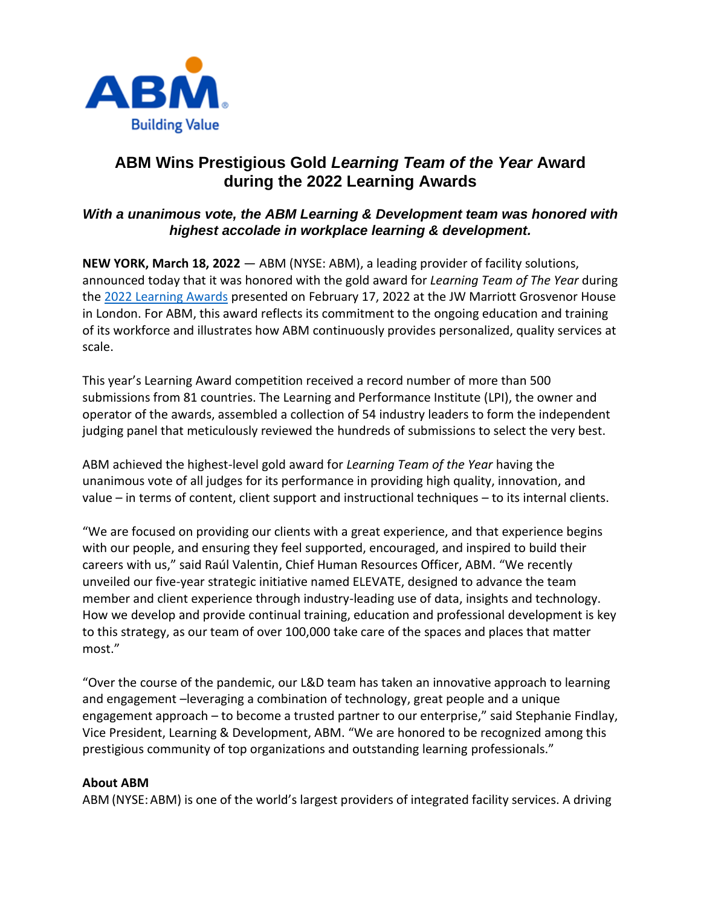ABM Building Value

# ABM Wins Prestigious Gold *Learning Team of the Year* Award during the 2022 Learning Awards

### *With a unanimous vote, the ABM Learning & Development team was honored with highest accolade in workplace learning & development.*

**NEW YORK, March 18, 2022** — ABM (NYSE: ABM), a leading provider of facility solutions, announced today that it was honored with the gold award for *Learning Team of The Year* during the [2022 Learning Awards](2022 Learning Awards) presented on February 17, 2022 at the JW Marriott Grosvenor House in London. For ABM, this award reflects its commitment to the ongoing education and training of its workforce and illustrates how ABM continuously provides personalized, quality services at scale.

This year's Learning Award competition received a record number of more than 500 submissions from 81 countries. The Learning and Performance Institute (LPI), the owner and operator of the awards, assembled a collection of 54 industry leaders to form the independent judging panel that meticulously reviewed the hundreds of submissions to select the very best.

ABM achieved the highest-level gold award for *Learning Team of the Year* having the unanimous vote of all judges for its performance in providing high quality, innovation, and value – in terms of content, client support and instructional techniques – to its internal clients.

"We are focused on providing our clients with a great experience, and that experience begins with our people, and ensuring they feel supported, encouraged, and inspired to build their careers with us," said Raúl Valentin, Chief Human Resources Officer, ABM. "We recently unveiled our five-year strategic initiative named ELEVATE, designed to advance the team member and client experience through industry-leading use of data, insights and technology. How we develop and provide continual training, education and professional development is key to this strategy, as our team of over 100,000 take care of the spaces and places that matter most."

"Over the course of the pandemic, our L&D team has taken an innovative approach to learning and engagement –leveraging a combination of technology, great people and a unique engagement approach – to become a trusted partner to our enterprise," said Stephanie Findlay, Vice President, Learning & Development, ABM. "We are honored to be recognized among this prestigious community of top organizations and outstanding learning professionals."

**About ABM**

ABM (NYSE: ABM) is one of the world's largest providers of integrated facility services. A driving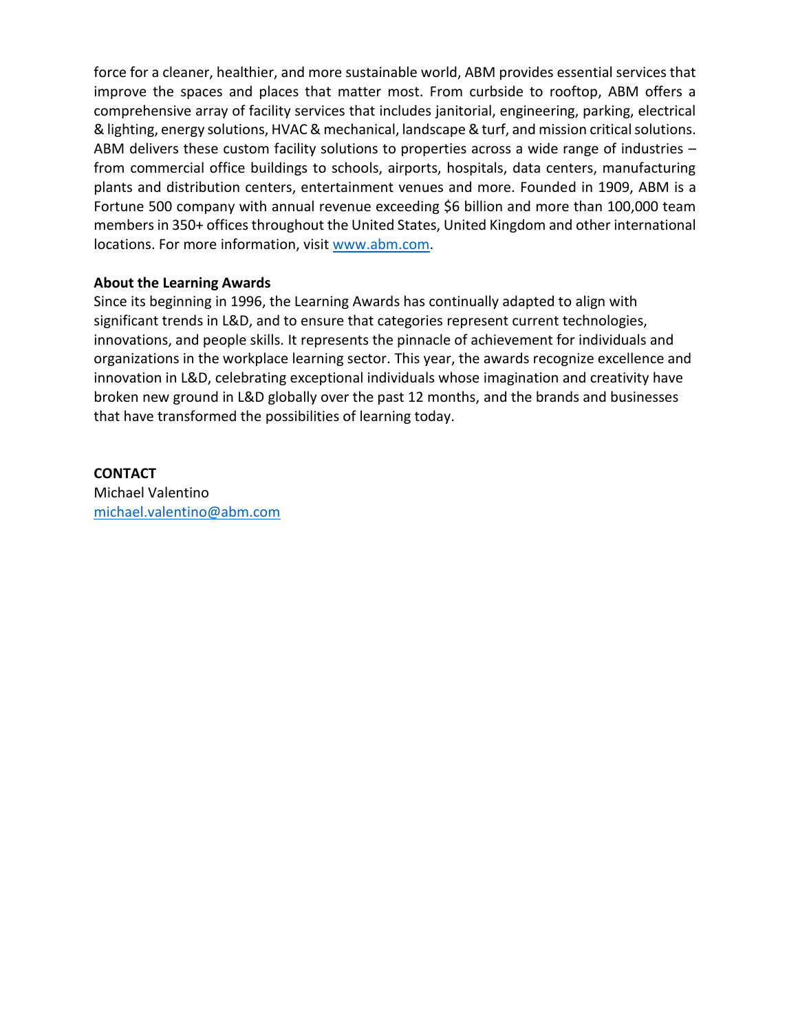force for a cleaner, healthier, and more sustainable world, ABM provides essential services that improve the spaces and places that matter most. From curbside to rooftop, ABM offers a comprehensive array of facility services that includes janitorial, engineering, parking, electrical & lighting, energy solutions, HVAC & mechanical, landscape & turf, and mission critical solutions. ABM delivers these custom facility solutions to properties across a wide range of industries – from commercial office buildings to schools, airports, hospitals, data centers, manufacturing plants and distribution centers, entertainment venues and more. Founded in 1909, ABM is a Fortune 500 company with annual revenue exceeding $6 billion and more than 100,000 team members in 350+ offices throughout the United States, United Kingdom and other international locations. For more information, visit [www.abm.com](http://www.abm.com).

**About the Learning Awards**

Since its beginning in 1996, the Learning Awards has continually adapted to align with significant trends in L&D, and to ensure that categories represent current technologies, innovations, and people skills. It represents the pinnacle of achievement for individuals and organizations in the workplace learning sector. This year, the awards recognize excellence and innovation in L&D, celebrating exceptional individuals whose imagination and creativity have broken new ground in L&D globally over the past 12 months, and the brands and businesses that have transformed the possibilities of learning today.

**CONTACT**

Michael Valentino
[michael.valentino@abm.com](mailto:michael.valentino@abm.com)